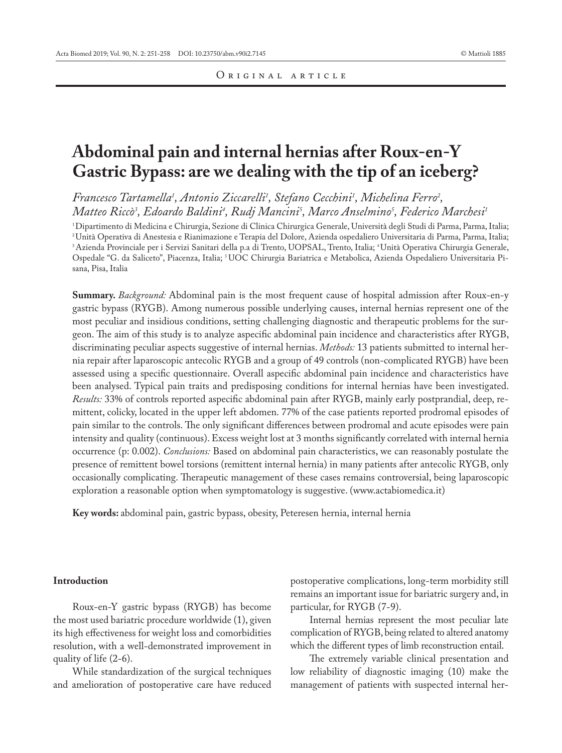Original article

# Abdominal pain and internal hernias after Roux-en-Y Gastric Bypass: are we dealing with the tip of an iceberg?

*Francesco Tartamella[1], Antonio Ziccarelli[1], Stefano Cecchini[1], Michelina Ferro[2], Matteo Riccò[3], Edoardo Baldini[4], Rudj Mancini[5], Marco Anselmino[5], Federico Marchesi[1]*

[1] Dipartimento di Medicina e Chirurgia, Sezione di Clinica Chirurgica Generale, Università degli Studi di Parma, Parma, Italia; [2] Unità Operativa di Anestesia e Rianimazione e Terapia del Dolore, Azienda ospedaliero Universitaria di Parma, Parma, Italia; [3] Azienda Provinciale per i Servizi Sanitari della p.a di Trento, UOPSAL, Trento, Italia; [4] Unità Operativa Chirurgia Generale, Ospedale "G. da Saliceto", Piacenza, Italia; [5] UOC Chirurgia Bariatrica e Metabolica, Azienda Ospedaliero Universitaria Pisana, Pisa, Italia

**Summary.** *Background:* Abdominal pain is the most frequent cause of hospital admission after Roux-en-y gastric bypass (RYGB). Among numerous possible underlying causes, internal hernias represent one of the most peculiar and insidious conditions, setting challenging diagnostic and therapeutic problems for the surgeon. The aim of this study is to analyze aspecific abdominal pain incidence and characteristics after RYGB, discriminating peculiar aspects suggestive of internal hernias. *Methods:* 13 patients submitted to internal hernia repair after laparoscopic antecolic RYGB and a group of 49 controls (non-complicated RYGB) have been assessed using a specific questionnaire. Overall aspecific abdominal pain incidence and characteristics have been analysed. Typical pain traits and predisposing conditions for internal hernias have been investigated. *Results:* 33% of controls reported aspecific abdominal pain after RYGB, mainly early postprandial, deep, remittent, colicky, located in the upper left abdomen. 77% of the case patients reported prodromal episodes of pain similar to the controls. The only significant differences between prodromal and acute episodes were pain intensity and quality (continuous). Excess weight lost at 3 months significantly correlated with internal hernia occurrence (p: 0.002). *Conclusions:* Based on abdominal pain characteristics, we can reasonably postulate the presence of remittent bowel torsions (remittent internal hernia) in many patients after antecolic RYGB, only occasionally complicating. Therapeutic management of these cases remains controversial, being laparoscopic exploration a reasonable option when symptomatology is suggestive. (www.actabiomedica.it)

**Key words:** abdominal pain, gastric bypass, obesity, Peteresen hernia, internal hernia

## Introduction

Roux-en-Y gastric bypass (RYGB) has become the most used bariatric procedure worldwide (1), given its high effectiveness for weight loss and comorbidities resolution, with a well-demonstrated improvement in quality of life (2-6).

While standardization of the surgical techniques and amelioration of postoperative care have reduced postoperative complications, long-term morbidity still remains an important issue for bariatric surgery and, in particular, for RYGB (7-9).

Internal hernias represent the most peculiar late complication of RYGB, being related to altered anatomy which the different types of limb reconstruction entail.

The extremely variable clinical presentation and low reliability of diagnostic imaging (10) make the management of patients with suspected internal her-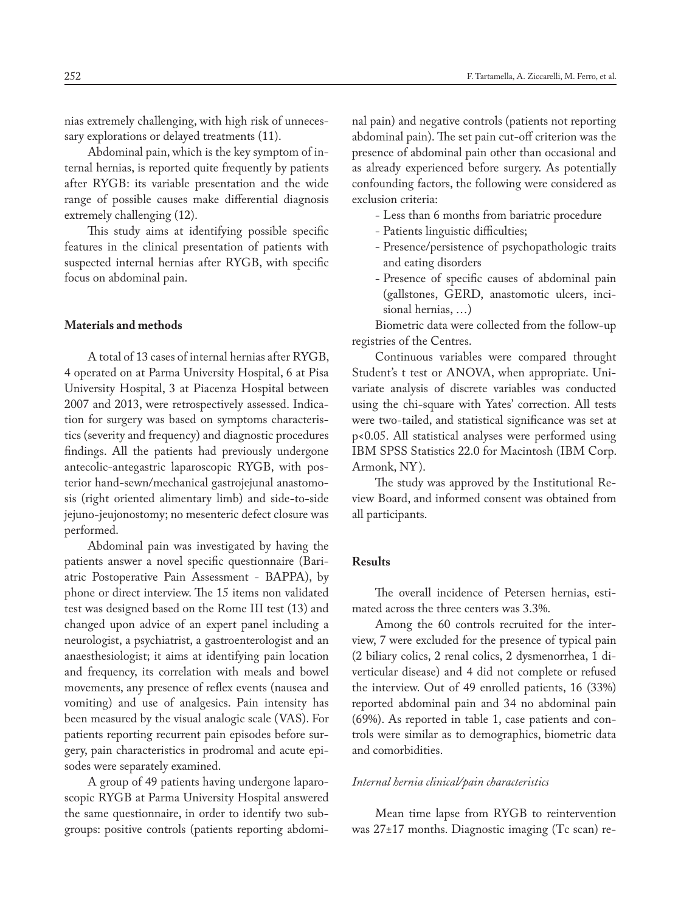nias extremely challenging, with high risk of unnecessary explorations or delayed treatments (11).

Abdominal pain, which is the key symptom of internal hernias, is reported quite frequently by patients after RYGB: its variable presentation and the wide range of possible causes make differential diagnosis extremely challenging (12).

This study aims at identifying possible specific features in the clinical presentation of patients with suspected internal hernias after RYGB, with specific focus on abdominal pain.

## Materials and methods

A total of 13 cases of internal hernias after RYGB, 4 operated on at Parma University Hospital, 6 at Pisa University Hospital, 3 at Piacenza Hospital between 2007 and 2013, were retrospectively assessed. Indication for surgery was based on symptoms characteristics (severity and frequency) and diagnostic procedures findings. All the patients had previously undergone antecolic-antegastric laparoscopic RYGB, with posterior hand-sewn/mechanical gastrojejunal anastomosis (right oriented alimentary limb) and side-to-side jejuno-jeujonostomy; no mesenteric defect closure was performed.

Abdominal pain was investigated by having the patients answer a novel specific questionnaire (Bariatric Postoperative Pain Assessment - BAPPA), by phone or direct interview. The 15 items non validated test was designed based on the Rome III test (13) and changed upon advice of an expert panel including a neurologist, a psychiatrist, a gastroenterologist and an anaesthesiologist; it aims at identifying pain location and frequency, its correlation with meals and bowel movements, any presence of reflex events (nausea and vomiting) and use of analgesics. Pain intensity has been measured by the visual analogic scale (VAS). For patients reporting recurrent pain episodes before surgery, pain characteristics in prodromal and acute episodes were separately examined.

A group of 49 patients having undergone laparoscopic RYGB at Parma University Hospital answered the same questionnaire, in order to identify two subgroups: positive controls (patients reporting abdominal pain) and negative controls (patients not reporting abdominal pain). The set pain cut-off criterion was the presence of abdominal pain other than occasional and as already experienced before surgery. As potentially confounding factors, the following were considered as exclusion criteria:

- Less than 6 months from bariatric procedure
- Patients linguistic difficulties;
- Presence/persistence of psychopathologic traits and eating disorders
- Presence of specific causes of abdominal pain (gallstones, GERD, anastomotic ulcers, incisional hernias, …)

Biometric data were collected from the follow-up registries of the Centres.

Continuous variables were compared throught Student's t test or ANOVA, when appropriate. Univariate analysis of discrete variables was conducted using the chi-square with Yates' correction. All tests were two-tailed, and statistical significance was set at $p<0.05$. All statistical analyses were performed using IBM SPSS Statistics 22.0 for Macintosh (IBM Corp. Armonk, NY).

The study was approved by the Institutional Review Board, and informed consent was obtained from all participants.

## Results

The overall incidence of Petersen hernias, estimated across the three centers was 3.3%.

Among the 60 controls recruited for the interview, 7 were excluded for the presence of typical pain (2 biliary colics, 2 renal colics, 2 dysmenorrhea, 1 diverticular disease) and 4 did not complete or refused the interview. Out of 49 enrolled patients, 16 (33%) reported abdominal pain and 34 no abdominal pain (69%). As reported in table 1, case patients and controls were similar as to demographics, biometric data and comorbidities.

### *Internal hernia clinical/pain characteristics*

Mean time lapse from RYGB to reintervention was 27±17 months. Diagnostic imaging (Tc scan) re-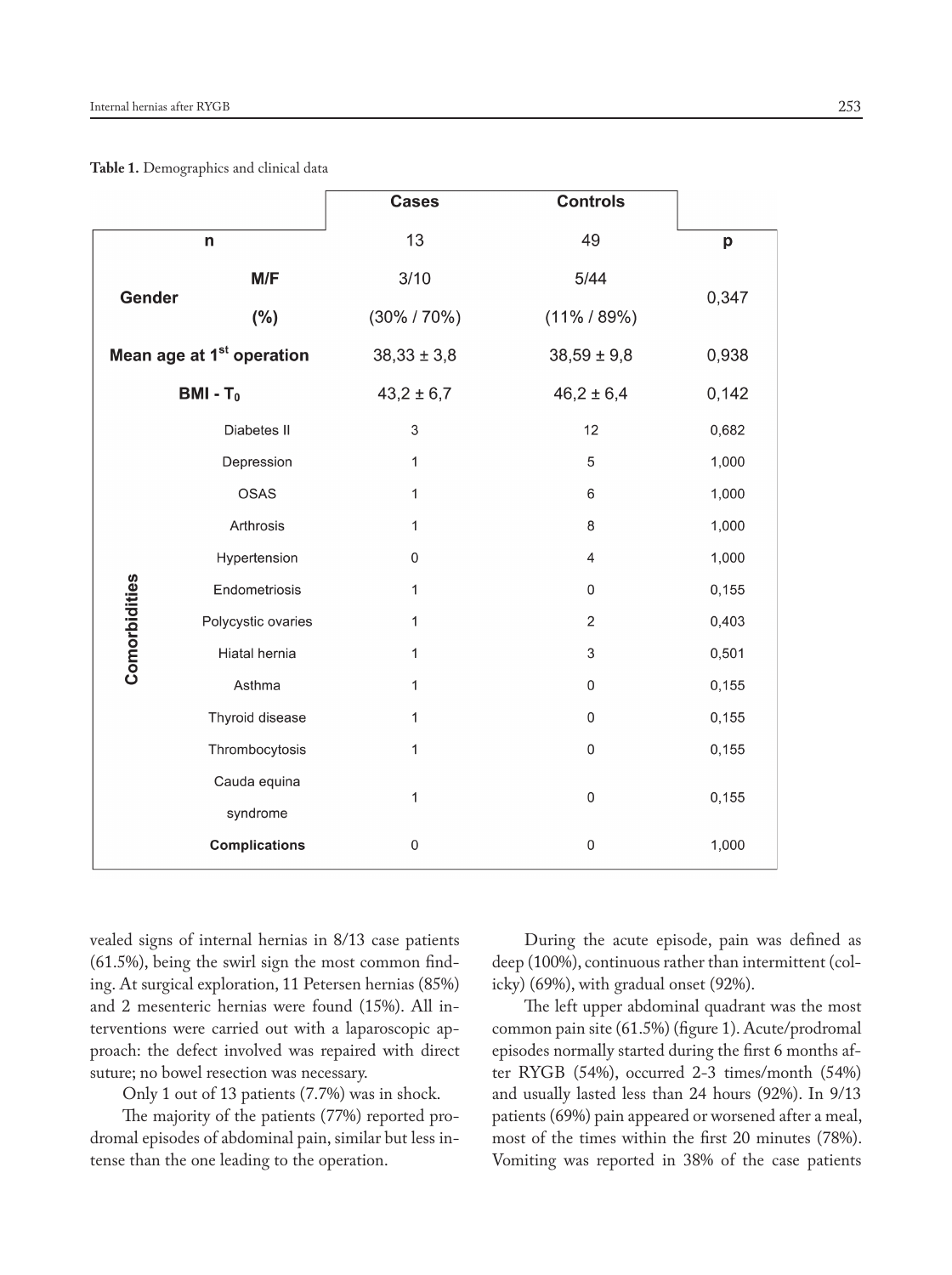**Table 1.** Demographics and clinical data

| | | Cases | Controls | p |
|---|---|---|---|---|
| n | | 13 | 49 | |
| Gender | M/F | 3/10 | 5/44 | 0,347 |
| | (%) | (30% / 70%) | (11% / 89%) | |
| Mean age at 1st operation | | 38,33 ± 3,8 | 38,59 ± 9,8 | 0,938 |
| BMI - $T_0$ | | 43,2 ± 6,7 | 46,2 ± 6,4 | 0,142 |
| Comorbidities | Diabetes II | 3 | 12 | 0,682 |
| | Depression | 1 | 5 | 1,000 |
| | OSAS | 1 | 6 | 1,000 |
| | Arthrosis | 1 | 8 | 1,000 |
| | Hypertension | 0 | 4 | 1,000 |
| | Endometriosis | 1 | 0 | 0,155 |
| | Polycystic ovaries | 1 | 2 | 0,403 |
| | Hiatal hernia | 1 | 3 | 0,501 |
| | Asthma | 1 | 0 | 0,155 |
| | Thyroid disease | 1 | 0 | 0,155 |
| | Thrombocytosis | 1 | 0 | 0,155 |
| | Cauda equina syndrome | 1 | 0 | 0,155 |
| | **Complications** | 0 | 0 | 1,000 |

vealed signs of internal hernias in 8/13 case patients (61.5%), being the swirl sign the most common finding. At surgical exploration, 11 Petersen hernias (85%) and 2 mesenteric hernias were found (15%). All interventions were carried out with a laparoscopic approach: the defect involved was repaired with direct suture; no bowel resection was necessary.

Only 1 out of 13 patients (7.7%) was in shock.

The majority of the patients (77%) reported prodromal episodes of abdominal pain, similar but less intense than the one leading to the operation.

During the acute episode, pain was defined as deep (100%), continuous rather than intermittent (colicky) (69%), with gradual onset (92%).

The left upper abdominal quadrant was the most common pain site (61.5%) (figure 1). Acute/prodromal episodes normally started during the first 6 months after RYGB (54%), occurred 2-3 times/month (54%) and usually lasted less than 24 hours (92%). In 9/13 patients (69%) pain appeared or worsened after a meal, most of the times within the first 20 minutes (78%). Vomiting was reported in 38% of the case patients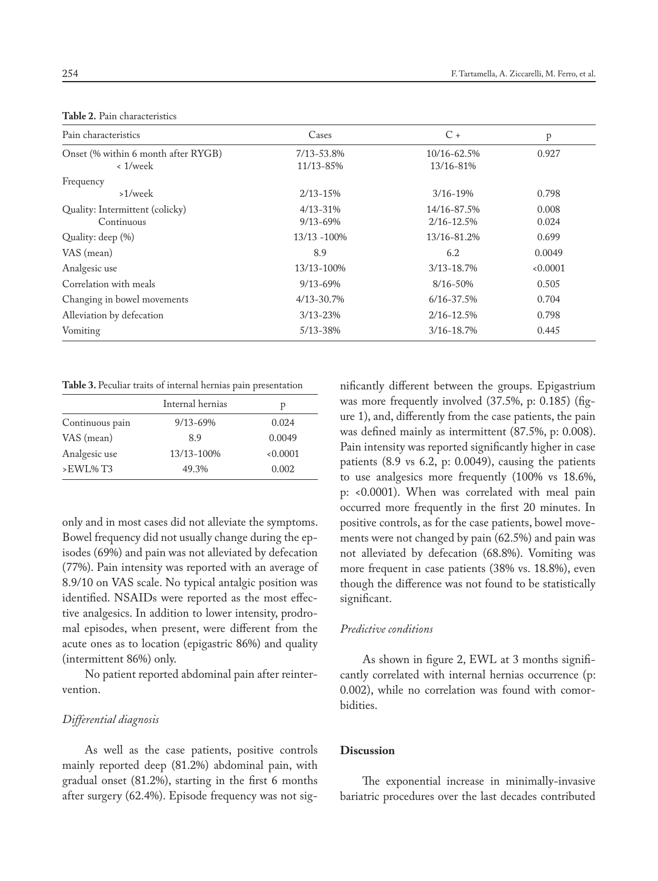**Table 2.** Pain characteristics

| Pain characteristics | Cases | C + | p |
|---|---|---|---|
| Onset (% within 6 month after RYGB) | 7/13-53.8% | 10/16-62.5% | 0.927 |
| < 1/week | 11/13-85% | 13/16-81% | |
| Frequency | | | |
| >1/week | 2/13-15% | 3/16-19% | 0.798 |
| Quality: Intermittent (colicky) | 4/13-31% | 14/16-87.5% | 0.008 |
| Continuous | 9/13-69% | 2/16-12.5% | 0.024 |
| Quality: deep (%) | 13/13 -100% | 13/16-81.2% | 0.699 |
| VAS (mean) | 8.9 | 6.2 | 0.0049 |
| Analgesic use | 13/13-100% | 3/13-18.7% | <0.0001 |
| Correlation with meals | 9/13-69% | 8/16-50% | 0.505 |
| Changing in bowel movements | 4/13-30.7% | 6/16-37.5% | 0.704 |
| Alleviation by defecation | 3/13-23% | 2/16-12.5% | 0.798 |
| Vomiting | 5/13-38% | 3/16-18.7% | 0.445 |

**Table 3.** Peculiar traits of internal hernias pain presentation

| | Internal hernias | p |
|---|---|---|
| Continuous pain | 9/13-69% | 0.024 |
| VAS (mean) | 8.9 | 0.0049 |
| Analgesic use | 13/13-100% | <0.0001 |
| >EWL% T3 | 49.3% | 0.002 |

only and in most cases did not alleviate the symptoms. Bowel frequency did not usually change during the episodes (69%) and pain was not alleviated by defecation (77%). Pain intensity was reported with an average of 8.9/10 on VAS scale. No typical antalgic position was identified. NSAIDs were reported as the most effective analgesics. In addition to lower intensity, prodromal episodes, when present, were different from the acute ones as to location (epigastric 86%) and quality (intermittent 86%) only.

No patient reported abdominal pain after reintervention.

### *Differential diagnosis*

As well as the case patients, positive controls mainly reported deep (81.2%) abdominal pain, with gradual onset (81.2%), starting in the first 6 months after surgery (62.4%). Episode frequency was not significantly different between the groups. Epigastrium was more frequently involved (37.5%, p: 0.185) (figure 1), and, differently from the case patients, the pain was defined mainly as intermittent (87.5%, p: 0.008). Pain intensity was reported significantly higher in case patients (8.9 vs 6.2, p: 0.0049), causing the patients to use analgesics more frequently (100% vs 18.6%, p: <0.0001). When was correlated with meal pain occurred more frequently in the first 20 minutes. In positive controls, as for the case patients, bowel movements were not changed by pain (62.5%) and pain was not alleviated by defecation (68.8%). Vomiting was more frequent in case patients (38% vs. 18.8%), even though the difference was not found to be statistically significant.

### *Predictive conditions*

As shown in figure 2, EWL at 3 months significantly correlated with internal hernias occurrence (p: 0.002), while no correlation was found with comorbidities.

## Discussion

The exponential increase in minimally-invasive bariatric procedures over the last decades contributed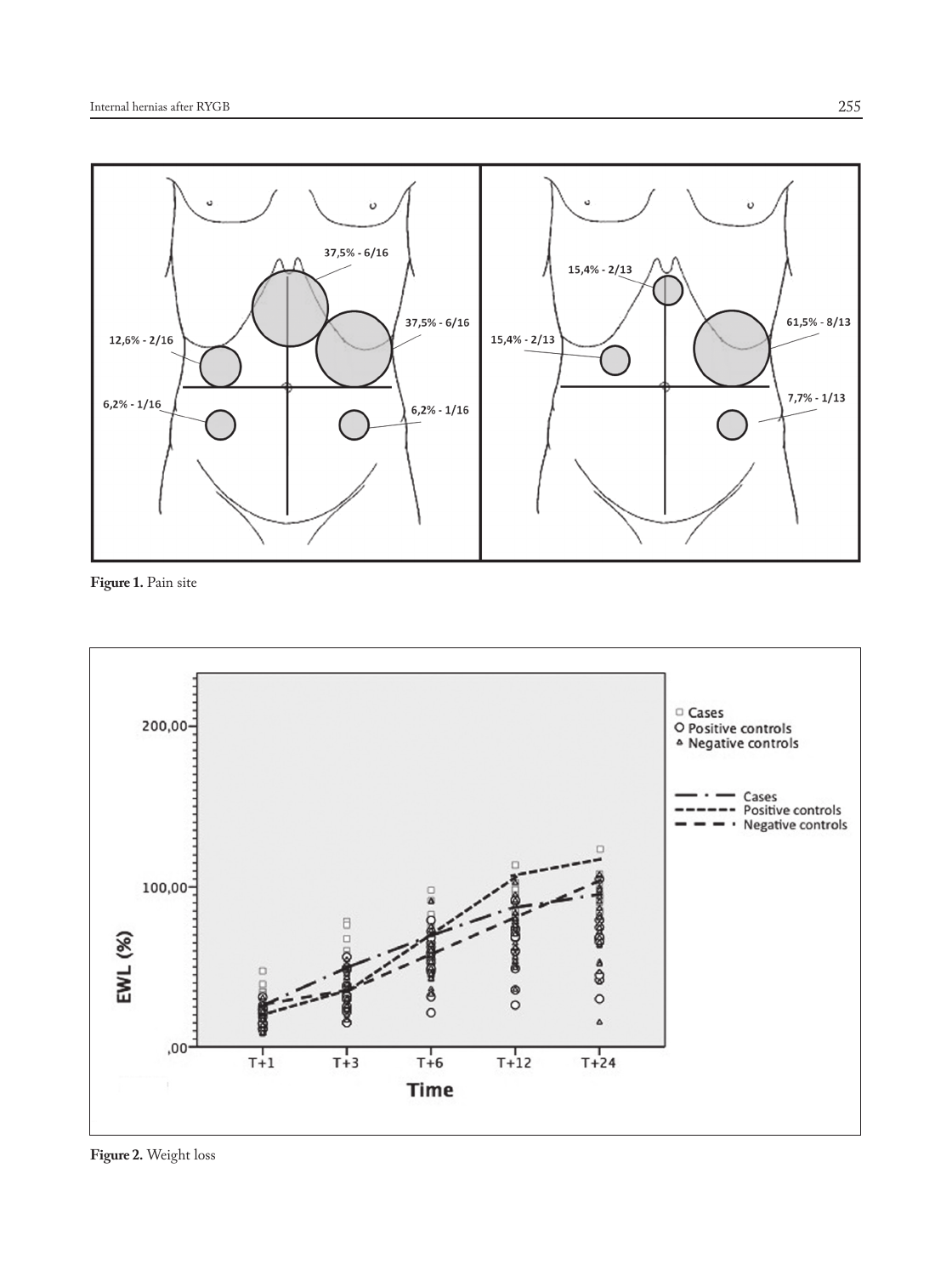Figure 1. Pain site

Figure 2. Weight loss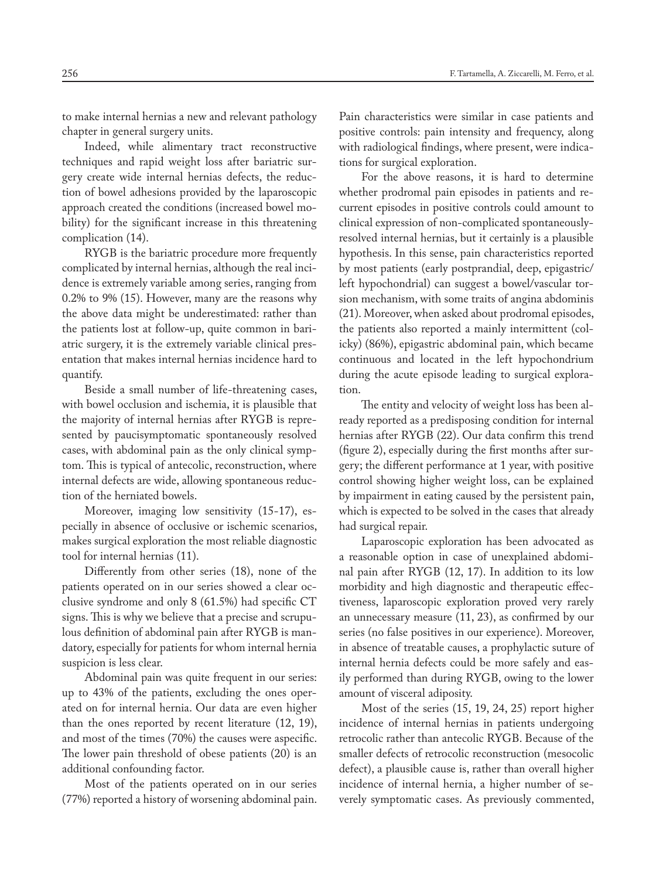to make internal hernias a new and relevant pathology chapter in general surgery units.

Indeed, while alimentary tract reconstructive techniques and rapid weight loss after bariatric surgery create wide internal hernias defects, the reduction of bowel adhesions provided by the laparoscopic approach created the conditions (increased bowel mobility) for the significant increase in this threatening complication (14).

RYGB is the bariatric procedure more frequently complicated by internal hernias, although the real incidence is extremely variable among series, ranging from 0.2% to 9% (15). However, many are the reasons why the above data might be underestimated: rather than the patients lost at follow-up, quite common in bariatric surgery, it is the extremely variable clinical presentation that makes internal hernias incidence hard to quantify.

Beside a small number of life-threatening cases, with bowel occlusion and ischemia, it is plausible that the majority of internal hernias after RYGB is represented by paucisymptomatic spontaneously resolved cases, with abdominal pain as the only clinical symptom. This is typical of antecolic, reconstruction, where internal defects are wide, allowing spontaneous reduction of the herniated bowels.

Moreover, imaging low sensitivity (15-17), especially in absence of occlusive or ischemic scenarios, makes surgical exploration the most reliable diagnostic tool for internal hernias (11).

Differently from other series (18), none of the patients operated on in our series showed a clear occlusive syndrome and only 8 (61.5%) had specific CT signs. This is why we believe that a precise and scrupulous definition of abdominal pain after RYGB is mandatory, especially for patients for whom internal hernia suspicion is less clear.

Abdominal pain was quite frequent in our series: up to 43% of the patients, excluding the ones operated on for internal hernia. Our data are even higher than the ones reported by recent literature (12, 19), and most of the times (70%) the causes were aspecific. The lower pain threshold of obese patients (20) is an additional confounding factor.

Most of the patients operated on in our series (77%) reported a history of worsening abdominal pain. Pain characteristics were similar in case patients and positive controls: pain intensity and frequency, along with radiological findings, where present, were indications for surgical exploration.

For the above reasons, it is hard to determine whether prodromal pain episodes in patients and recurrent episodes in positive controls could amount to clinical expression of non-complicated spontaneously-resolved internal hernias, but it certainly is a plausible hypothesis. In this sense, pain characteristics reported by most patients (early postprandial, deep, epigastric/left hypochondrial) can suggest a bowel/vascular torsion mechanism, with some traits of angina abdominis (21). Moreover, when asked about prodromal episodes, the patients also reported a mainly intermittent (colicky) (86%), epigastric abdominal pain, which became continuous and located in the left hypochondrium during the acute episode leading to surgical exploration.

The entity and velocity of weight loss has been already reported as a predisposing condition for internal hernias after RYGB (22). Our data confirm this trend (figure 2), especially during the first months after surgery; the different performance at 1 year, with positive control showing higher weight loss, can be explained by impairment in eating caused by the persistent pain, which is expected to be solved in the cases that already had surgical repair.

Laparoscopic exploration has been advocated as a reasonable option in case of unexplained abdominal pain after RYGB (12, 17). In addition to its low morbidity and high diagnostic and therapeutic effectiveness, laparoscopic exploration proved very rarely an unnecessary measure (11, 23), as confirmed by our series (no false positives in our experience). Moreover, in absence of treatable causes, a prophylactic suture of internal hernia defects could be more safely and easily performed than during RYGB, owing to the lower amount of visceral adiposity.

Most of the series (15, 19, 24, 25) report higher incidence of internal hernias in patients undergoing retrocolic rather than antecolic RYGB. Because of the smaller defects of retrocolic reconstruction (mesocolic defect), a plausible cause is, rather than overall higher incidence of internal hernia, a higher number of severely symptomatic cases. As previously commented,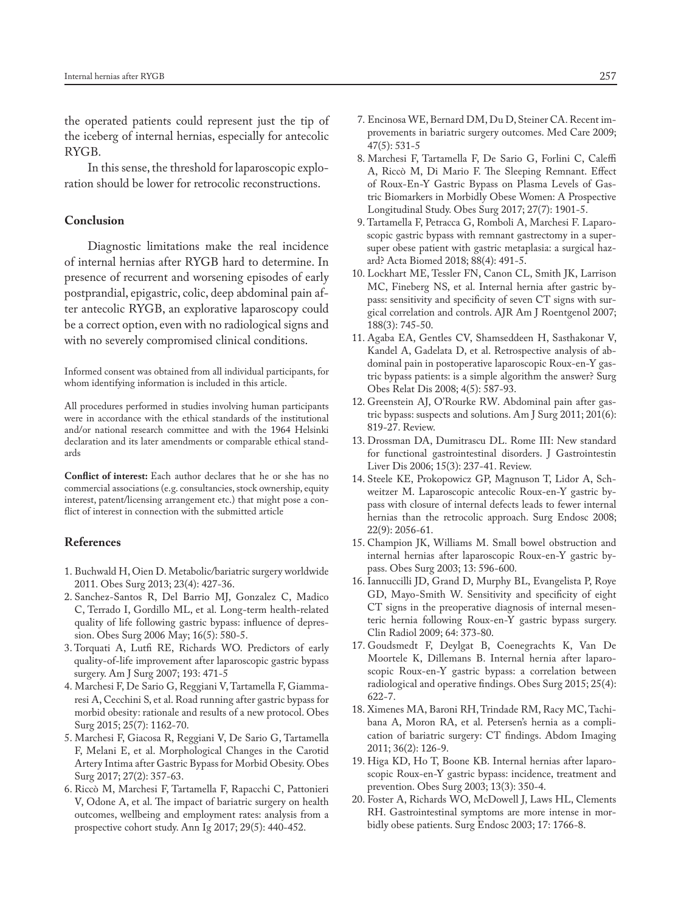the operated patients could represent just the tip of the iceberg of internal hernias, especially for antecolic RYGB.

In this sense, the threshold for laparoscopic exploration should be lower for retrocolic reconstructions.

## Conclusion

Diagnostic limitations make the real incidence of internal hernias after RYGB hard to determine. In presence of recurrent and worsening episodes of early postprandial, epigastric, colic, deep abdominal pain after antecolic RYGB, an explorative laparoscopy could be a correct option, even with no radiological signs and with no severely compromised clinical conditions.

Informed consent was obtained from all individual participants, for whom identifying information is included in this article.

All procedures performed in studies involving human participants were in accordance with the ethical standards of the institutional and/or national research committee and with the 1964 Helsinki declaration and its later amendments or comparable ethical standards

**Conflict of interest:** Each author declares that he or she has no commercial associations (e.g. consultancies, stock ownership, equity interest, patent/licensing arrangement etc.) that might pose a conflict of interest in connection with the submitted article

## References

1. Buchwald H, Oien D. Metabolic/bariatric surgery worldwide 2011. Obes Surg 2013; 23(4): 427-36.
2. Sanchez-Santos R, Del Barrio MJ, Gonzalez C, Madico C, Terrado I, Gordillo ML, et al. Long-term health-related quality of life following gastric bypass: influence of depression. Obes Surg 2006 May; 16(5): 580-5.
3. Torquati A, Lutfi RE, Richards WO. Predictors of early quality-of-life improvement after laparoscopic gastric bypass surgery. Am J Surg 2007; 193: 471-5
4. Marchesi F, De Sario G, Reggiani V, Tartamella F, Giammaresi A, Cecchini S, et al. Road running after gastric bypass for morbid obesity: rationale and results of a new protocol. Obes Surg 2015; 25(7): 1162-70.
5. Marchesi F, Giacosa R, Reggiani V, De Sario G, Tartamella F, Melani E, et al. Morphological Changes in the Carotid Artery Intima after Gastric Bypass for Morbid Obesity. Obes Surg 2017; 27(2): 357-63.
6. Riccò M, Marchesi F, Tartamella F, Rapacchi C, Pattonieri V, Odone A, et al. The impact of bariatric surgery on health outcomes, wellbeing and employment rates: analysis from a prospective cohort study. Ann Ig 2017; 29(5): 440-452.
7. Encinosa WE, Bernard DM, Du D, Steiner CA. Recent improvements in bariatric surgery outcomes. Med Care 2009; 47(5): 531-5
8. Marchesi F, Tartamella F, De Sario G, Forlini C, Caleffi A, Riccò M, Di Mario F. The Sleeping Remnant. Effect of Roux-En-Y Gastric Bypass on Plasma Levels of Gastric Biomarkers in Morbidly Obese Women: A Prospective Longitudinal Study. Obes Surg 2017; 27(7): 1901-5.
9. Tartamella F, Petracca G, Romboli A, Marchesi F. Laparoscopic gastric bypass with remnant gastrectomy in a super-super obese patient with gastric metaplasia: a surgical hazard? Acta Biomed 2018; 88(4): 491-5.
10. Lockhart ME, Tessler FN, Canon CL, Smith JK, Larrison MC, Fineberg NS, et al. Internal hernia after gastric bypass: sensitivity and specificity of seven CT signs with surgical correlation and controls. AJR Am J Roentgenol 2007; 188(3): 745-50.
11. Agaba EA, Gentles CV, Shamseddeen H, Sasthakonar V, Kandel A, Gadelata D, et al. Retrospective analysis of abdominal pain in postoperative laparoscopic Roux-en-Y gastric bypass patients: is a simple algorithm the answer? Surg Obes Relat Dis 2008; 4(5): 587-93.
12. Greenstein AJ, O'Rourke RW. Abdominal pain after gastric bypass: suspects and solutions. Am J Surg 2011; 201(6): 819-27. Review.
13. Drossman DA, Dumitrascu DL. Rome III: New standard for functional gastrointestinal disorders. J Gastrointestin Liver Dis 2006; 15(3): 237-41. Review.
14. Steele KE, Prokopowicz GP, Magnuson T, Lidor A, Schweitzer M. Laparoscopic antecolic Roux-en-Y gastric bypass with closure of internal defects leads to fewer internal hernias than the retrocolic approach. Surg Endosc 2008; 22(9): 2056-61.
15. Champion JK, Williams M. Small bowel obstruction and internal hernias after laparoscopic Roux-en-Y gastric bypass. Obes Surg 2003; 13: 596-600.
16. Iannuccilli JD, Grand D, Murphy BL, Evangelista P, Roye GD, Mayo-Smith W. Sensitivity and specificity of eight CT signs in the preoperative diagnosis of internal mesenteric hernia following Roux-en-Y gastric bypass surgery. Clin Radiol 2009; 64: 373-80.
17. Goudsmedt F, Deylgat B, Coenegrachts K, Van De Moortele K, Dillemans B. Internal hernia after laparoscopic Roux-en-Y gastric bypass: a correlation between radiological and operative findings. Obes Surg 2015; 25(4): 622-7.
18. Ximenes MA, Baroni RH, Trindade RM, Racy MC, Tachibana A, Moron RA, et al. Petersen's hernia as a complication of bariatric surgery: CT findings. Abdom Imaging 2011; 36(2): 126-9.
19. Higa KD, Ho T, Boone KB. Internal hernias after laparoscopic Roux-en-Y gastric bypass: incidence, treatment and prevention. Obes Surg 2003; 13(3): 350-4.
20. Foster A, Richards WO, McDowell J, Laws HL, Clements RH. Gastrointestinal symptoms are more intense in morbidly obese patients. Surg Endosc 2003; 17: 1766-8.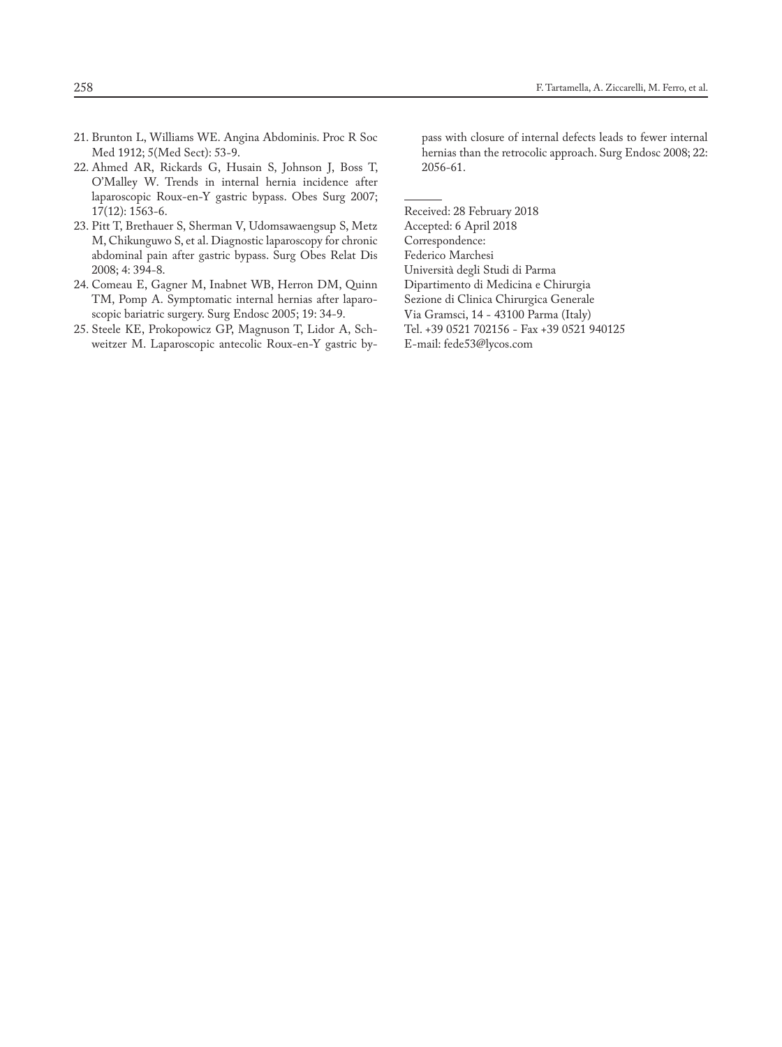21. Brunton L, Williams WE. Angina Abdominis. Proc R Soc Med 1912; 5(Med Sect): 53-9.
22. Ahmed AR, Rickards G, Husain S, Johnson J, Boss T, O'Malley W. Trends in internal hernia incidence after laparoscopic Roux-en-Y gastric bypass. Obes Surg 2007; 17(12): 1563-6.
23. Pitt T, Brethauer S, Sherman V, Udomsawaengsup S, Metz M, Chikunguwo S, et al. Diagnostic laparoscopy for chronic abdominal pain after gastric bypass. Surg Obes Relat Dis 2008; 4: 394-8.
24. Comeau E, Gagner M, Inabnet WB, Herron DM, Quinn TM, Pomp A. Symptomatic internal hernias after laparoscopic bariatric surgery. Surg Endosc 2005; 19: 34-9.
25. Steele KE, Prokopowicz GP, Magnuson T, Lidor A, Schweitzer M. Laparoscopic antecolic Roux-en-Y gastric bypass with closure of internal defects leads to fewer internal hernias than the retrocolic approach. Surg Endosc 2008; 22: 2056-61.

---

Received: 28 February 2018
Accepted: 6 April 2018
Correspondence:
Federico Marchesi
Università degli Studi di Parma
Dipartimento di Medicina e Chirurgia
Sezione di Clinica Chirurgica Generale
Via Gramsci, 14 - 43100 Parma (Italy)
Tel. +39 0521 702156 - Fax +39 0521 940125
E-mail: fede53@lycos.com